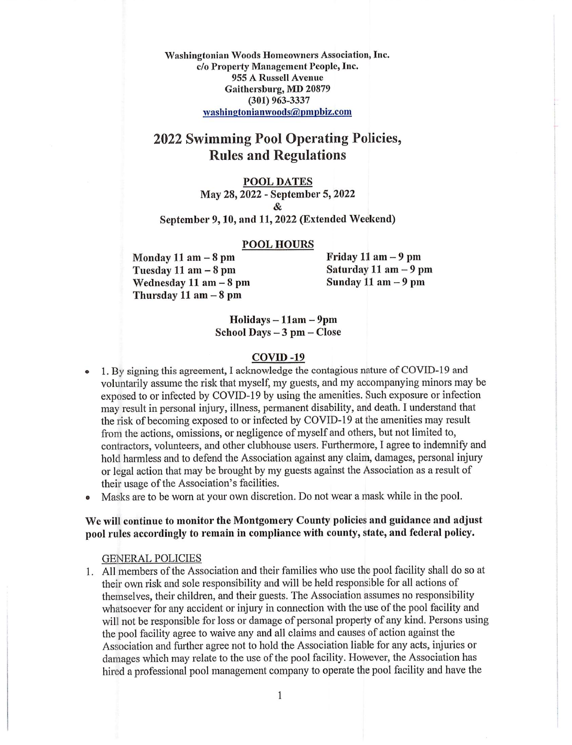**Washingtonian Woods Homeowners Association, Inc.**
**c/o Property Management People, Inc.**
**955 A Russell Avenue**
**Gaithersburg, MD 20879**
**(301) 963-3337**
**washingtonianwoods@pmpbiz.com**

# 2022 Swimming Pool Operating Policies, Rules and Regulations

## POOL DATES

**May 28, 2022 - September 5, 2022**
**&**
**September 9, 10, and 11, 2022 (Extended Weekend)**

## POOL HOURS

**Monday 11 am – 8 pm**
**Tuesday 11 am – 8 pm**
**Wednesday 11 am – 8 pm**
**Thursday 11 am – 8 pm**
**Friday 11 am – 9 pm**
**Saturday 11 am – 9 pm**
**Sunday 11 am – 9 pm**

**Holidays – 11am – 9pm**
**School Days – 3 pm – Close**

## COVID -19

- 1. By signing this agreement, I acknowledge the contagious nature of COVID-19 and voluntarily assume the risk that myself, my guests, and my accompanying minors may be exposed to or infected by COVID-19 by using the amenities. Such exposure or infection may result in personal injury, illness, permanent disability, and death. I understand that the risk of becoming exposed to or infected by COVID-19 at the amenities may result from the actions, omissions, or negligence of myself and others, but not limited to, contractors, volunteers, and other clubhouse users. Furthermore, I agree to indemnify and hold harmless and to defend the Association against any claim, damages, personal injury or legal action that may be brought by my guests against the Association as a result of their usage of the Association's facilities.
- Masks are to be worn at your own discretion. Do not wear a mask while in the pool.

**We will continue to monitor the Montgomery County policies and guidance and adjust pool rules accordingly to remain in compliance with county, state, and federal policy.**

GENERAL POLICIES

1. All members of the Association and their families who use the pool facility shall do so at their own risk and sole responsibility and will be held responsible for all actions of themselves, their children, and their guests. The Association assumes no responsibility whatsoever for any accident or injury in connection with the use of the pool facility and will not be responsible for loss or damage of personal property of any kind. Persons using the pool facility agree to waive any and all claims and causes of action against the Association and further agree not to hold the Association liable for any acts, injuries or damages which may relate to the use of the pool facility. However, the Association has hired a professional pool management company to operate the pool facility and have the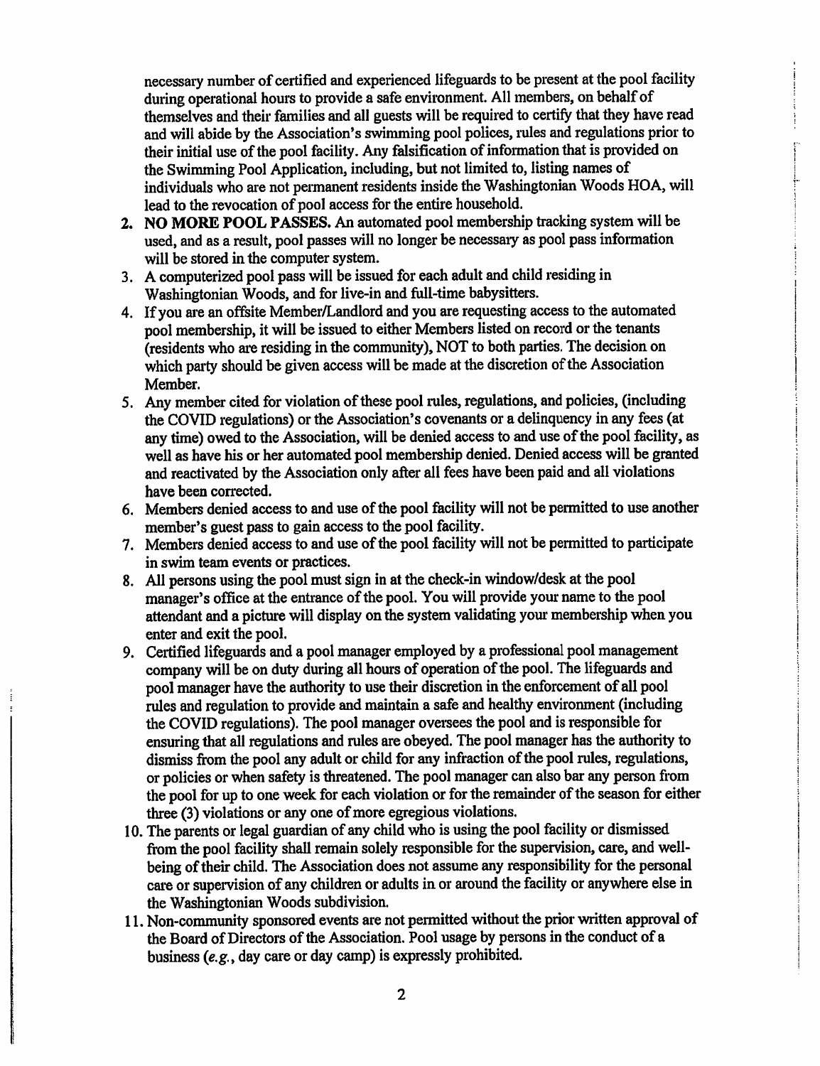necessary number of certified and experienced lifeguards to be present at the pool facility during operational hours to provide a safe environment. All members, on behalf of themselves and their families and all guests will be required to certify that they have read and will abide by the Association's swimming pool polices, rules and regulations prior to their initial use of the pool facility. Any falsification of information that is provided on the Swimming Pool Application, including, but not limited to, listing names of individuals who are not permanent residents inside the Washingtonian Woods HOA, will lead to the revocation of pool access for the entire household.

2. **NO MORE POOL PASSES.** An automated pool membership tracking system will be used, and as a result, pool passes will no longer be necessary as pool pass information will be stored in the computer system.
3. A computerized pool pass will be issued for each adult and child residing in Washingtonian Woods, and for live-in and full-time babysitters.
4. If you are an offsite Member/Landlord and you are requesting access to the automated pool membership, it will be issued to either Members listed on record or the tenants (residents who are residing in the community), NOT to both parties. The decision on which party should be given access will be made at the discretion of the Association Member.
5. Any member cited for violation of these pool rules, regulations, and policies, (including the COVID regulations) or the Association's covenants or a delinquency in any fees (at any time) owed to the Association, will be denied access to and use of the pool facility, as well as have his or her automated pool membership denied. Denied access will be granted and reactivated by the Association only after all fees have been paid and all violations have been corrected.
6. Members denied access to and use of the pool facility will not be permitted to use another member's guest pass to gain access to the pool facility.
7. Members denied access to and use of the pool facility will not be permitted to participate in swim team events or practices.
8. All persons using the pool must sign in at the check-in window/desk at the pool manager's office at the entrance of the pool. You will provide your name to the pool attendant and a picture will display on the system validating your membership when you enter and exit the pool.
9. Certified lifeguards and a pool manager employed by a professional pool management company will be on duty during all hours of operation of the pool. The lifeguards and pool manager have the authority to use their discretion in the enforcement of all pool rules and regulation to provide and maintain a safe and healthy environment (including the COVID regulations). The pool manager oversees the pool and is responsible for ensuring that all regulations and rules are obeyed. The pool manager has the authority to dismiss from the pool any adult or child for any infraction of the pool rules, regulations, or policies or when safety is threatened. The pool manager can also bar any person from the pool for up to one week for each violation or for the remainder of the season for either three (3) violations or any one of more egregious violations.
10. The parents or legal guardian of any child who is using the pool facility or dismissed from the pool facility shall remain solely responsible for the supervision, care, and well-being of their child. The Association does not assume any responsibility for the personal care or supervision of any children or adults in or around the facility or anywhere else in the Washingtonian Woods subdivision.
11. Non-community sponsored events are not permitted without the prior written approval of the Board of Directors of the Association. Pool usage by persons in the conduct of a business (*e.g.*, day care or day camp) is expressly prohibited.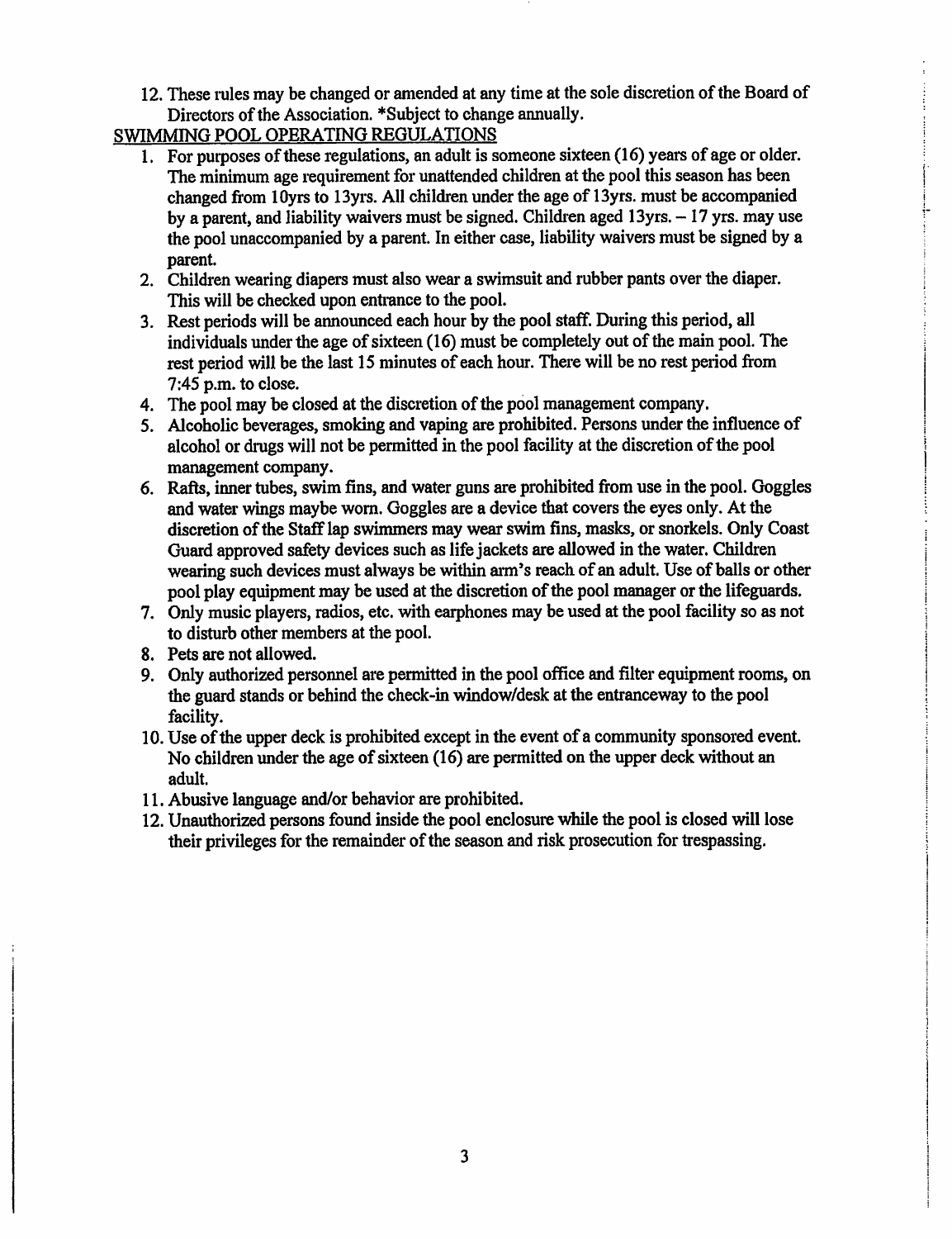12. These rules may be changed or amended at any time at the sole discretion of the Board of Directors of the Association. *Subject to change annually.

SWIMMING POOL OPERATING REGULATIONS

1. For purposes of these regulations, an adult is someone sixteen (16) years of age or older. The minimum age requirement for unattended children at the pool this season has been changed from 10yrs to 13yrs. All children under the age of 13yrs. must be accompanied by a parent, and liability waivers must be signed. Children aged 13yrs. – 17 yrs. may use the pool unaccompanied by a parent. In either case, liability waivers must be signed by a parent.
2. Children wearing diapers must also wear a swimsuit and rubber pants over the diaper. This will be checked upon entrance to the pool.
3. Rest periods will be announced each hour by the pool staff. During this period, all individuals under the age of sixteen (16) must be completely out of the main pool. The rest period will be the last 15 minutes of each hour. There will be no rest period from 7:45 p.m. to close.
4. The pool may be closed at the discretion of the pool management company.
5. Alcoholic beverages, smoking and vaping are prohibited. Persons under the influence of alcohol or drugs will not be permitted in the pool facility at the discretion of the pool management company.
6. Rafts, inner tubes, swim fins, and water guns are prohibited from use in the pool. Goggles and water wings maybe worn. Goggles are a device that covers the eyes only. At the discretion of the Staff lap swimmers may wear swim fins, masks, or snorkels. Only Coast Guard approved safety devices such as life jackets are allowed in the water. Children wearing such devices must always be within arm's reach of an adult. Use of balls or other pool play equipment may be used at the discretion of the pool manager or the lifeguards.
7. Only music players, radios, etc. with earphones may be used at the pool facility so as not to disturb other members at the pool.
8. Pets are not allowed.
9. Only authorized personnel are permitted in the pool office and filter equipment rooms, on the guard stands or behind the check-in window/desk at the entranceway to the pool facility.
10. Use of the upper deck is prohibited except in the event of a community sponsored event. No children under the age of sixteen (16) are permitted on the upper deck without an adult.
11. Abusive language and/or behavior are prohibited.
12. Unauthorized persons found inside the pool enclosure while the pool is closed will lose their privileges for the remainder of the season and risk prosecution for trespassing.